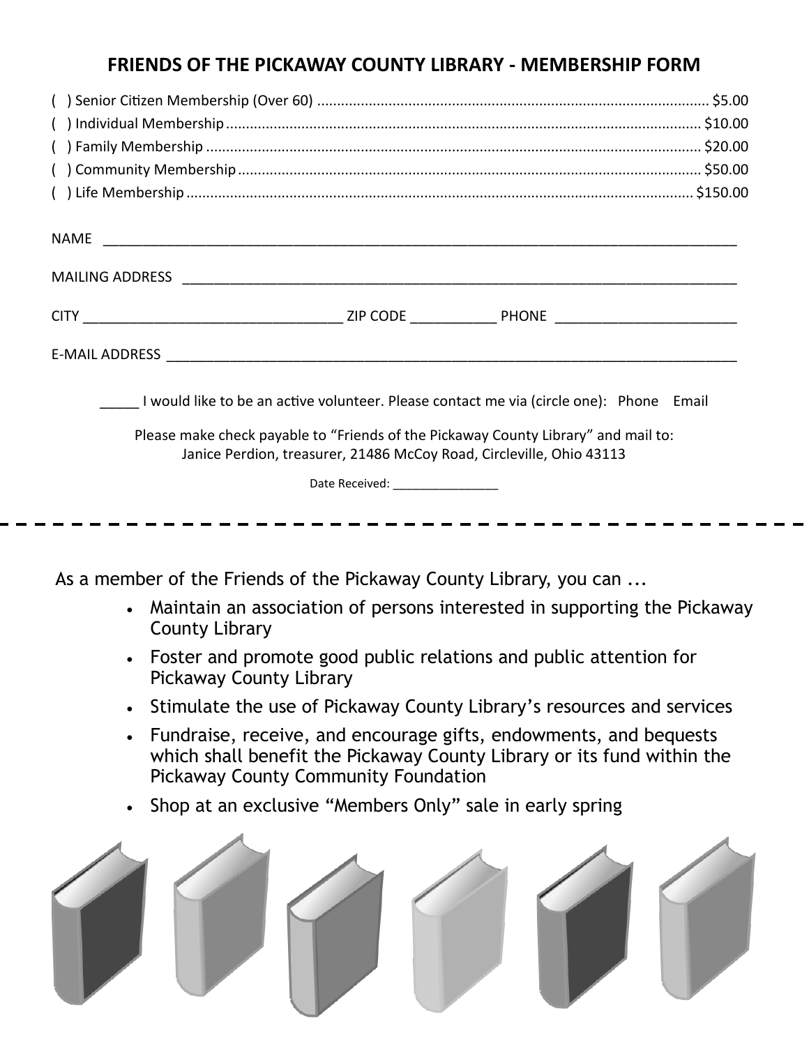## FRIENDS OF THE PICKAWAY COUNTY LIBRARY - MEMBERSHIP FORM

( ) Senior Citizen Membership (Over 60) .................................................................................................. $5.00
( ) Individual Membership ........................................................................................................................ $10.00
( ) Family Membership ............................................................................................................................. $20.00
( ) Community Membership ...................................................................................................................... $50.00
( ) Life Membership ................................................................................................................................ $150.00

NAME ___________________________________________________________________________________

MAILING ADDRESS ________________________________________________________________________

CITY _________________________________ ZIP CODE ___________ PHONE _______________________

E-MAIL ADDRESS _________________________________________________________________________

_____ I would like to be an active volunteer. Please contact me via (circle one): Phone Email

Please make check payable to "Friends of the Pickaway County Library" and mail to:
Janice Perdion, treasurer, 21486 McCoy Road, Circleville, Ohio 43113

Date Received: ________________

---

As a member of the Friends of the Pickaway County Library, you can ...

- Maintain an association of persons interested in supporting the Pickaway County Library
- Foster and promote good public relations and public attention for Pickaway County Library
- Stimulate the use of Pickaway County Library's resources and services
- Fundraise, receive, and encourage gifts, endowments, and bequests which shall benefit the Pickaway County Library or its fund within the Pickaway County Community Foundation
- Shop at an exclusive "Members Only" sale in early spring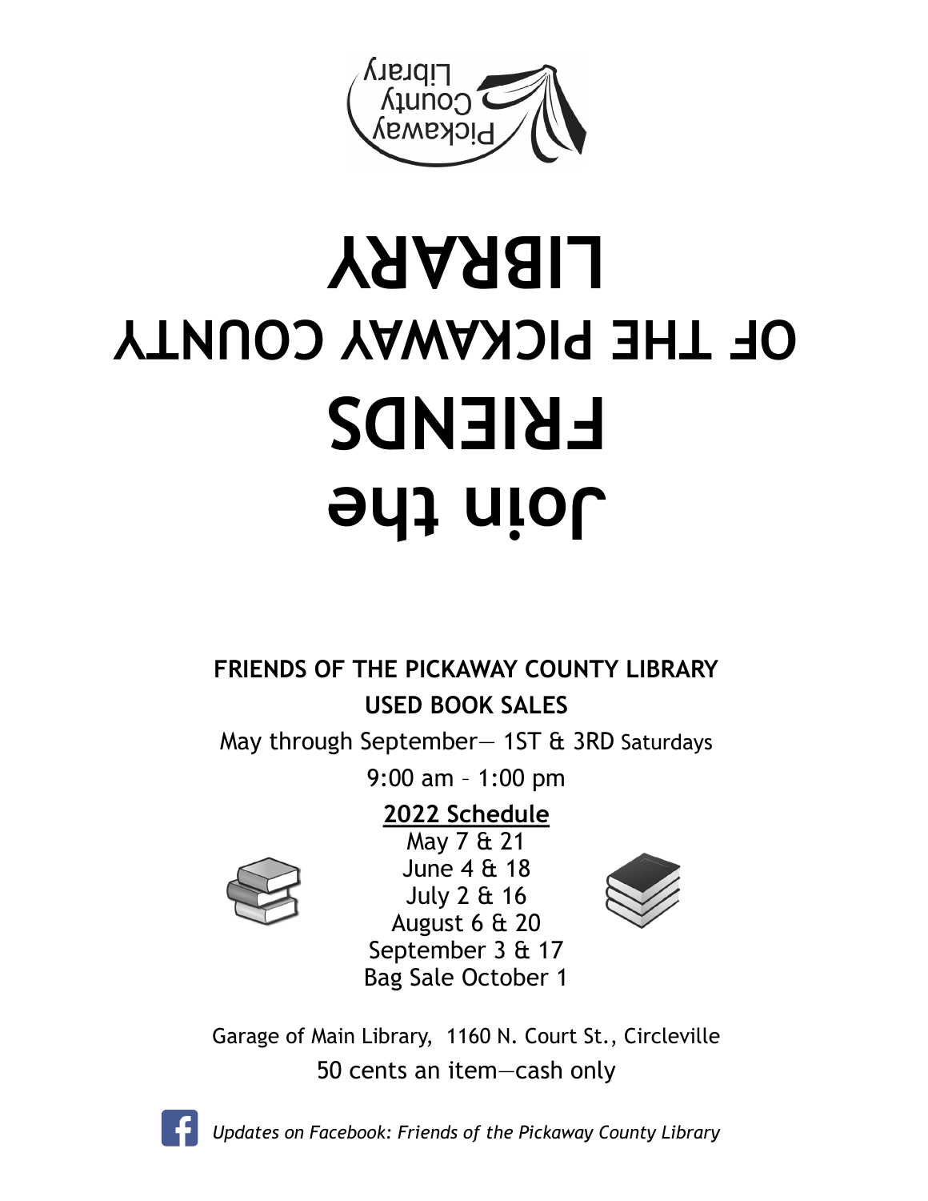Pickaway County Library

# Join the FRIENDS OF THE PICKAWAY COUNTY LIBRARY

**FRIENDS OF THE PICKAWAY COUNTY LIBRARY**

**USED BOOK SALES**

May through September— 1ST & 3RD Saturdays

9:00 am – 1:00 pm

**2022 Schedule**

May 7 & 21
June 4 & 18
July 2 & 16
August 6 & 20
September 3 & 17
Bag Sale October 1

Garage of Main Library, 1160 N. Court St., Circleville

50 cents an item—cash only

*Updates on Facebook: Friends of the Pickaway County Library*